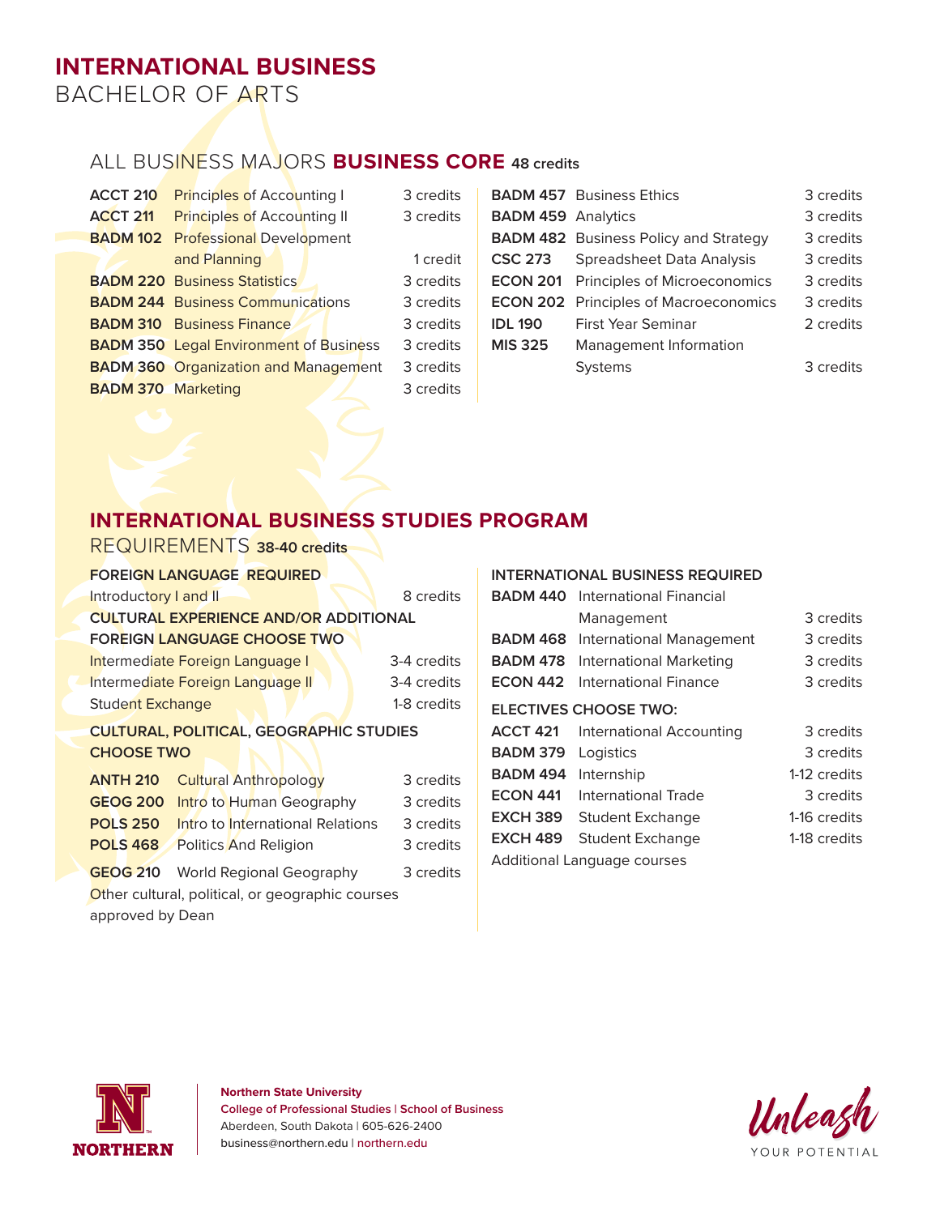# INTERNATIONAL BUSINESS
BACHELOR OF ARTS

## ALL BUSINESS MAJORS **BUSINESS CORE** 48 credits

| Course | Title | Credits |
|---|---|---|
| **ACCT 210** | Principles of Accounting I | 3 credits |
| **ACCT 211** | Principles of Accounting II | 3 credits |
| **BADM 102** | Professional Development and Planning | 1 credit |
| **BADM 220** | Business Statistics | 3 credits |
| **BADM 244** | Business Communications | 3 credits |
| **BADM 310** | Business Finance | 3 credits |
| **BADM 350** | Legal Environment of Business | 3 credits |
| **BADM 360** | Organization and Management | 3 credits |
| **BADM 370** | Marketing | 3 credits |
| **BADM 457** | Business Ethics | 3 credits |
| **BADM 459** | Analytics | 3 credits |
| **BADM 482** | Business Policy and Strategy | 3 credits |
| **CSC 273** | Spreadsheet Data Analysis | 3 credits |
| **ECON 201** | Principles of Microeconomics | 3 credits |
| **ECON 202** | Principles of Macroeconomics | 3 credits |
| **IDL 190** | First Year Seminar | 2 credits |
| **MIS 325** | Management Information Systems | 3 credits |

## INTERNATIONAL BUSINESS STUDIES PROGRAM
REQUIREMENTS 38-40 credits

**FOREIGN LANGUAGE REQUIRED**

| Course | Credits |
|---|---|
| Introductory I and II | 8 credits |

**CULTURAL EXPERIENCE AND/OR ADDITIONAL FOREIGN LANGUAGE CHOOSE TWO**

| Course | Credits |
|---|---|
| Intermediate Foreign Language I | 3-4 credits |
| Intermediate Foreign Language II | 3-4 credits |
| Student Exchange | 1-8 credits |

**CULTURAL, POLITICAL, GEOGRAPHIC STUDIES CHOOSE TWO**

| Course | Title | Credits |
|---|---|---|
| **ANTH 210** | Cultural Anthropology | 3 credits |
| **GEOG 200** | Intro to Human Geography | 3 credits |
| **POLS 250** | Intro to International Relations | 3 credits |
| **POLS 468** | Politics And Religion | 3 credits |
| **GEOG 210** | World Regional Geography | 3 credits |

Other cultural, political, or geographic courses approved by Dean

**INTERNATIONAL BUSINESS REQUIRED**

| Course | Title | Credits |
|---|---|---|
| **BADM 440** | International Financial Management | 3 credits |
| **BADM 468** | International Management | 3 credits |
| **BADM 478** | International Marketing | 3 credits |
| **ECON 442** | International Finance | 3 credits |

**ELECTIVES CHOOSE TWO:**

| Course | Title | Credits |
|---|---|---|
| **ACCT 421** | International Accounting | 3 credits |
| **BADM 379** | Logistics | 3 credits |
| **BADM 494** | Internship | 1-12 credits |
| **ECON 441** | International Trade | 3 credits |
| **EXCH 389** | Student Exchange | 1-16 credits |
| **EXCH 489** | Student Exchange | 1-18 credits |

Additional Language courses

**Northern State University**
**College of Professional Studies | School of Business**
Aberdeen, South Dakota | 605-626-2400
business@northern.edu | northern.edu

Unleash YOUR POTENTIAL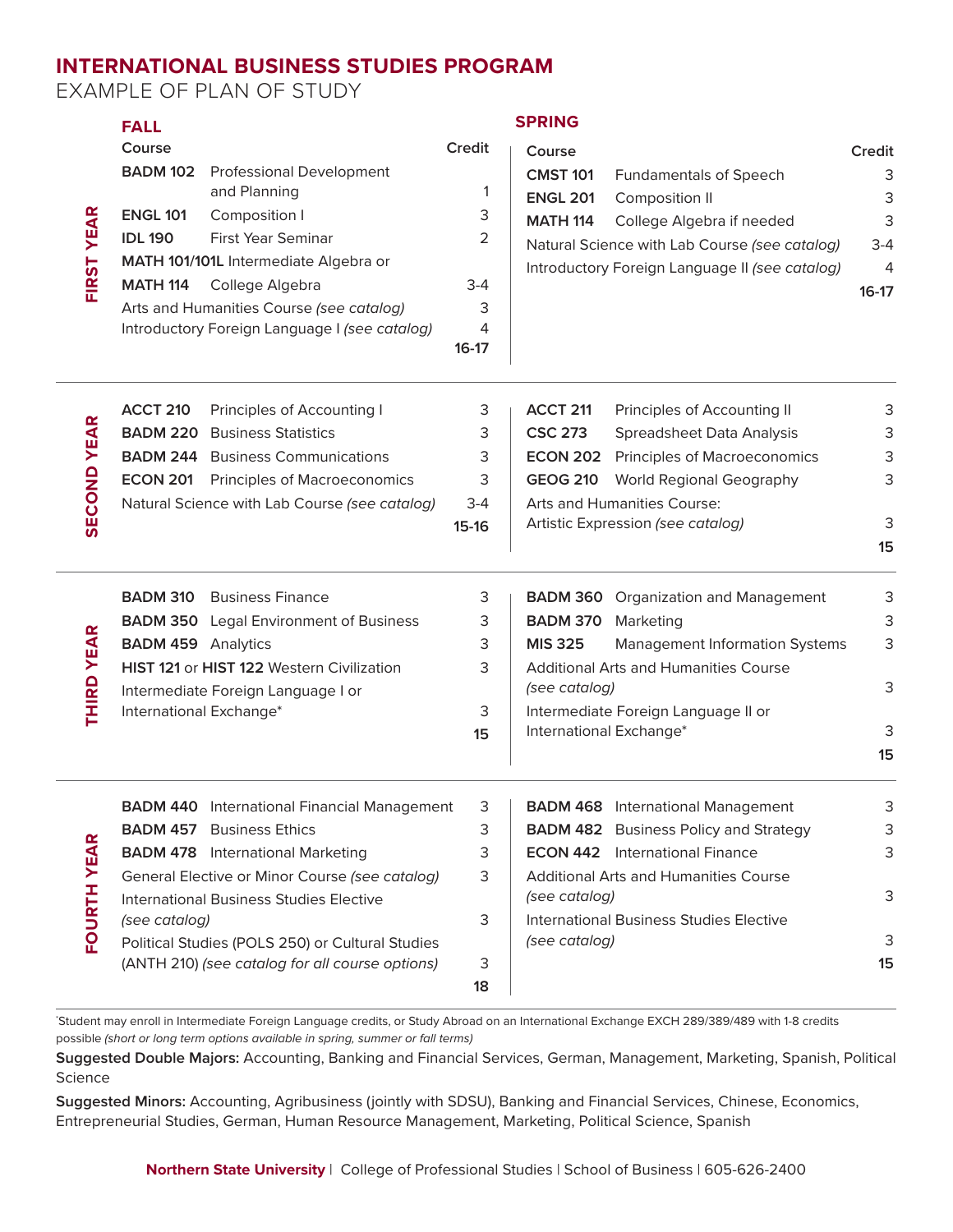# INTERNATIONAL BUSINESS STUDIES PROGRAM

## EXAMPLE OF PLAN OF STUDY

### FIRST YEAR

**FALL**

| Course | | Credit |
|---|---|---|
| **BADM 102** | Professional Development and Planning | 1 |
| **ENGL 101** | Composition I | 3 |
| **IDL 190** | First Year Seminar | 2 |
| **MATH 101/101L** Intermediate Algebra or **MATH 114** | College Algebra | 3-4 |
| Arts and Humanities Course *(see catalog)* | | 3 |
| Introductory Foreign Language I *(see catalog)* | | 4 |
| | | **16-17** |

**SPRING**

| Course | | Credit |
|---|---|---|
| **CMST 101** | Fundamentals of Speech | 3 |
| **ENGL 201** | Composition II | 3 |
| **MATH 114** | College Algebra if needed | 3 |
| Natural Science with Lab Course *(see catalog)* | | 3-4 |
| Introductory Foreign Language II *(see catalog)* | | 4 |
| | | **16-17** |

### SECOND YEAR

**FALL**

| Course | | Credit |
|---|---|---|
| **ACCT 210** | Principles of Accounting I | 3 |
| **BADM 220** | Business Statistics | 3 |
| **BADM 244** | Business Communications | 3 |
| **ECON 201** | Principles of Macroeconomics | 3 |
| Natural Science with Lab Course *(see catalog)* | | 3-4 |
| | | **15-16** |

**SPRING**

| Course | | Credit |
|---|---|---|
| **ACCT 211** | Principles of Accounting II | 3 |
| **CSC 273** | Spreadsheet Data Analysis | 3 |
| **ECON 202** | Principles of Macroeconomics | 3 |
| **GEOG 210** | World Regional Geography | 3 |
| Arts and Humanities Course: Artistic Expression *(see catalog)* | | 3 |
| | | **15** |

### THIRD YEAR

**FALL**

| Course | | Credit |
|---|---|---|
| **BADM 310** | Business Finance | 3 |
| **BADM 350** | Legal Environment of Business | 3 |
| **BADM 459** | Analytics | 3 |
| **HIST 121** or **HIST 122** Western Civilization | | 3 |
| Intermediate Foreign Language I or International Exchange* | | 3 |
| | | **15** |

**SPRING**

| Course | | Credit |
|---|---|---|
| **BADM 360** | Organization and Management | 3 |
| **BADM 370** | Marketing | 3 |
| **MIS 325** | Management Information Systems | 3 |
| Additional Arts and Humanities Course *(see catalog)* | | 3 |
| Intermediate Foreign Language II or International Exchange* | | 3 |
| | | **15** |

### FOURTH YEAR

**FALL**

| Course | | Credit |
|---|---|---|
| **BADM 440** | International Financial Management | 3 |
| **BADM 457** | Business Ethics | 3 |
| **BADM 478** | International Marketing | 3 |
| General Elective or Minor Course *(see catalog)* | | 3 |
| International Business Studies Elective *(see catalog)* | | 3 |
| Political Studies (POLS 250) or Cultural Studies (ANTH 210) *(see catalog for all course options)* | | 3 |
| | | **18** |

**SPRING**

| Course | | Credit |
|---|---|---|
| **BADM 468** | International Management | 3 |
| **BADM 482** | Business Policy and Strategy | 3 |
| **ECON 442** | International Finance | 3 |
| Additional Arts and Humanities Course *(see catalog)* | | 3 |
| International Business Studies Elective *(see catalog)* | | 3 |
| | | **15** |

*Student may enroll in Intermediate Foreign Language credits, or Study Abroad on an International Exchange EXCH 289/389/489 with 1-8 credits possible *(short or long term options available in spring, summer or fall terms)*

**Suggested Double Majors:** Accounting, Banking and Financial Services, German, Management, Marketing, Spanish, Political Science

**Suggested Minors:** Accounting, Agribusiness (jointly with SDSU), Banking and Financial Services, Chinese, Economics, Entrepreneurial Studies, German, Human Resource Management, Marketing, Political Science, Spanish

**Northern State University** | College of Professional Studies | School of Business | 605-626-2400